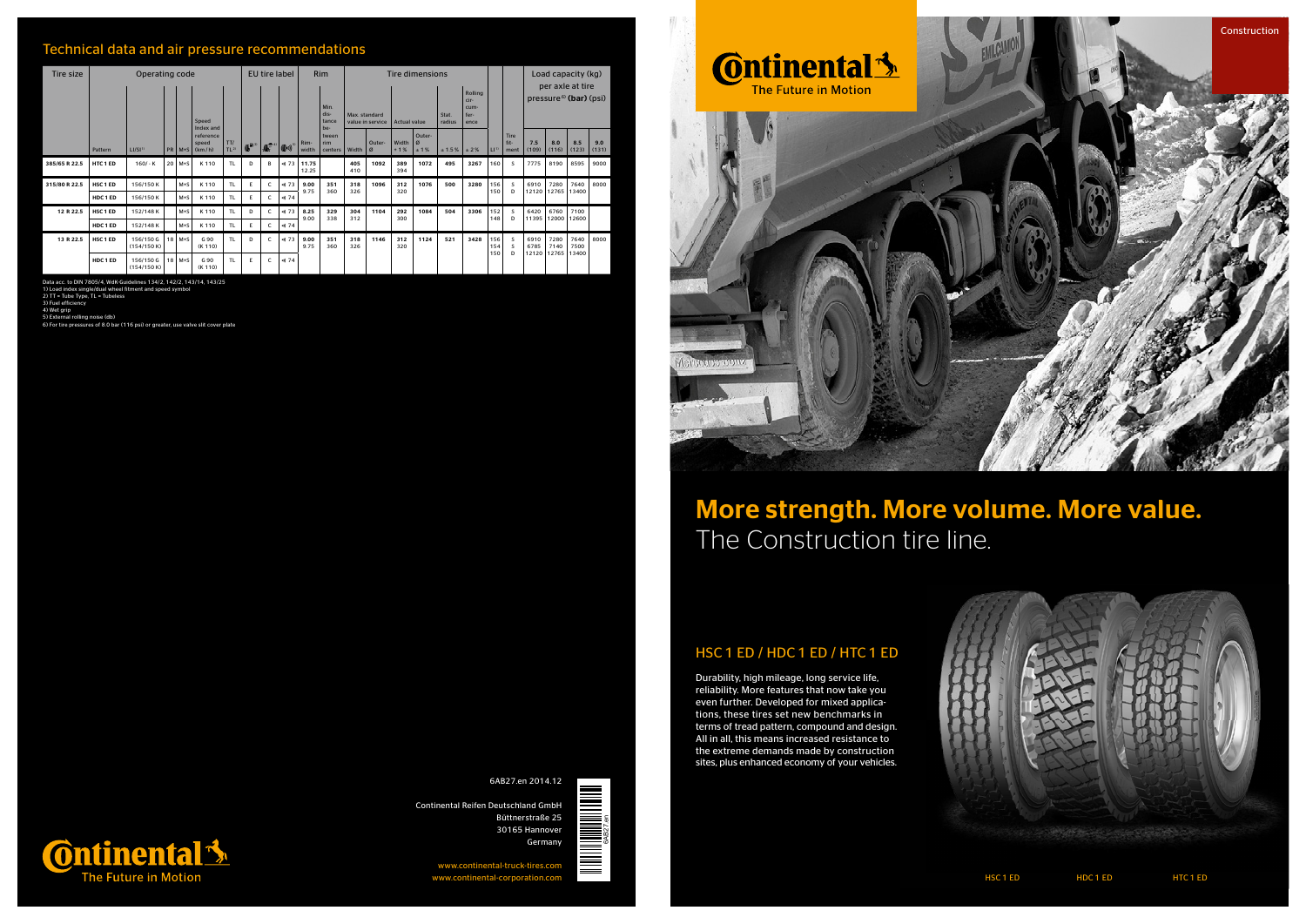## Technical data and air pressure recommendations

| Tire size | Operating code | | | | | | EU tire label | | | Rim | | Tire dimensions | | | | | | | | Load capacity (kg) per axle at tire pressure[6] (bar) (psi) | | | |
|---|---|---|---|---|---|---|---|---|---|---|---|---|---|---|---|---|---|---|---|---|---|---|---|
| | | | | | | | | | | | Min. distance between rim centers | Max. standard value in service | | Actual value | | Stat. radius | Rolling circumference | | | | | | |
| | Pattern | LI/SI[1] | PR | M+S | Speed index and reference speed (km/h) | TT/TL[2] | [3] | [4] | [5] | Rim-width | | Width | Outer-Ø | Width ± 1 % | Outer-Ø ± 1 % | ± 1.5 % | ± 2 % | LI[1] | Tire fitment | 7.5 (109) | 8.0 (116) | 8.5 (123) | 9.0 (131) |
| 385/65 R 22.5 | HTC 1 ED | 160/– K | 20 | M+S | K 110 | TL | D | B | 73 | 11.75 12.25 | | 405 410 | 1092 | 389 394 | 1072 | 495 | 3267 | 160 | S | 7775 | 8190 | 8595 | 9000 |
| 315/80 R 22.5 | HSC 1 ED | 156/150 K | | M+S | K 110 | TL | E | C | 73 | 9.00 9.75 | 351 360 | 318 326 | 1096 | 312 320 | 1076 | 500 | 3280 | 156 150 | S D | 6910 12120 | 7280 12765 | 7640 13400 | 8000 |
| | HDC 1 ED | 156/150 K | | M+S | K 110 | TL | E | C | 74 | | | | | | | | | | | | | | |
| 12 R 22.5 | HSC 1 ED | 152/148 K | | M+S | K 110 | TL | D | C | 73 | 8.25 9.00 | 329 338 | 304 312 | 1104 | 292 300 | 1084 | 504 | 3306 | 152 148 | S D | 6420 11395 | 6760 12000 | 7100 12600 | |
| | HDC 1 ED | 152/148 K | | M+S | K 110 | TL | E | C | 74 | | | | | | | | | | | | | | |
| 13 R 22.5 | HSC 1 ED | 156/150 G (154/150 K) | 18 | M+S | G 90 (K 110) | TL | D | C | 73 | 9.00 9.75 | 351 360 | 318 326 | 1146 | 312 320 | 1124 | 521 | 3428 | 156 154 150 | S S D | 6910 6785 12120 | 7280 7140 12765 | 7640 7500 13400 | 8000 |
| | HDC 1 ED | 156/150 G (154/150 K) | 18 | M+S | G 90 (K 110) | TL | E | C | 74 | | | | | | | | | | | | | | |

Data acc. to DIN 7805/4, WdK-Guidelines 134/2, 142/2, 143/14, 143/25
1) Load index single/dual wheel fitment and speed symbol
2) TT = Tube Type, TL = Tubeless
3) Fuel efficiency
4) Wet grip
5) External rolling noise (db)
6) For tire pressures of 8.0 bar (116 psi) or greater, use valve slit cover plate

Continental
The Future in Motion

6AB27.en 2014.12

Continental Reifen Deutschland GmbH
Büttnerstraße 25
30165 Hannover
Germany

www.continental-truck-tires.com
www.continental-corporation.com

Continental
The Future in Motion

Construction

# More strength. More volume. More value.
The Construction tire line.

## HSC 1 ED / HDC 1 ED / HTC 1 ED

Durability, high mileage, long service life, reliability. More features that now take you even further. Developed for mixed applications, these tires set new benchmarks in terms of tread pattern, compound and design. All in all, this means increased resistance to the extreme demands made by construction sites, plus enhanced economy of your vehicles.

HSC 1 ED HDC 1 ED HTC 1 ED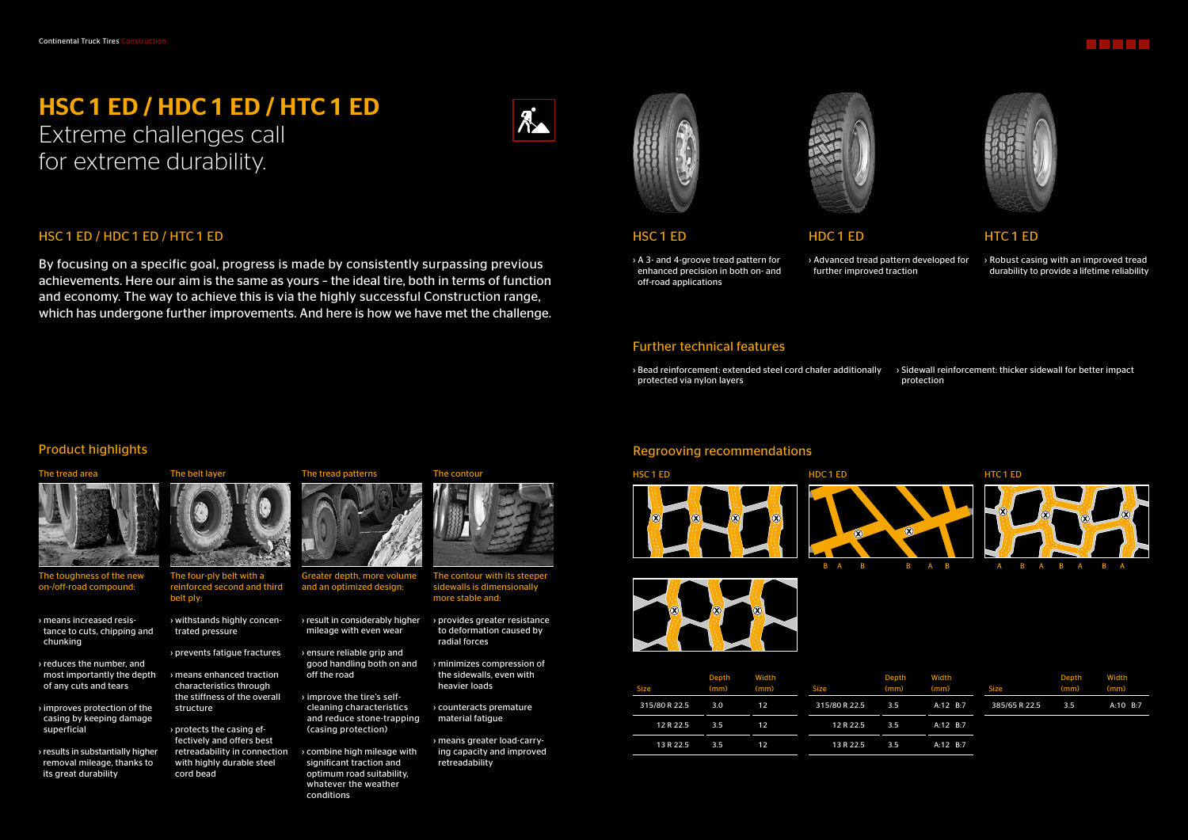# HSC 1 ED / HDC 1 ED / HTC 1 ED

Extreme challenges call for extreme durability.

## HSC 1 ED / HDC 1 ED / HTC 1 ED

By focusing on a specific goal, progress is made by consistently surpassing previous achievements. Here our aim is the same as yours – the ideal tire, both in terms of function and economy. The way to achieve this is via the highly successful Construction range, which has undergone further improvements. And here is how we have met the challenge.

## Product highlights

### The tread area

The toughness of the new on-/off-road compound:

- means increased resistance to cuts, chipping and chunking
- reduces the number, and most importantly the depth of any cuts and tears
- improves protection of the casing by keeping damage superficial
- results in substantially higher removal mileage, thanks to its great durability

### The belt layer

The four-ply belt with a reinforced second and third belt ply:

- withstands highly concentrated pressure
- prevents fatigue fractures
- means enhanced traction characteristics through the stiffness of the overall structure
- protects the casing effectively and offers best retreadability in connection with highly durable steel cord bead

### The tread patterns

Greater depth, more volume and an optimized design:

- result in considerably higher mileage with even wear
- ensure reliable grip and good handling both on and off the road
- improve the tire's self-cleaning characteristics and reduce stone-trapping (casing protection)
- combine high mileage with significant traction and optimum road suitability, whatever the weather conditions

### The contour

The contour with its steeper sidewalls is dimensionally more stable and:

- provides greater resistance to deformation caused by radial forces
- minimizes compression of the sidewalls, even with heavier loads
- counteracts premature material fatigue
- means greater load-carrying capacity and improved retreadability

## HSC 1 ED

- A 3- and 4-groove tread pattern for enhanced precision in both on- and off-road applications

## HDC 1 ED

- Advanced tread pattern developed for further improved traction

## HTC 1 ED

- Robust casing with an improved tread durability to provide a lifetime reliability

## Further technical features

- Bead reinforcement: extended steel cord chafer additionally protected via nylon layers
- Sidewall reinforcement: thicker sidewall for better impact protection

## Regrooving recommendations

### HSC 1 ED

| Size | Depth (mm) | Width (mm) |
| --- | --- | --- |
| 315/80 R 22.5 | 3.0 | 12 |
| 12 R 22.5 | 3.5 | 12 |
| 13 R 22.5 | 3.5 | 12 |

### HDC 1 ED

B A B B A B

| Size | Depth (mm) | Width (mm) |
| --- | --- | --- |
| 315/80 R 22.5 | 3.5 | A:12 B:7 |
| 12 R 22.5 | 3.5 | A:12 B:7 |
| 13 R 22.5 | 3.5 | A:12 B:7 |

### HTC 1 ED

A B A B A B A

| Size | Depth (mm) | Width (mm) |
| --- | --- | --- |
| 385/65 R 22.5 | 3.5 | A:10 B:7 |